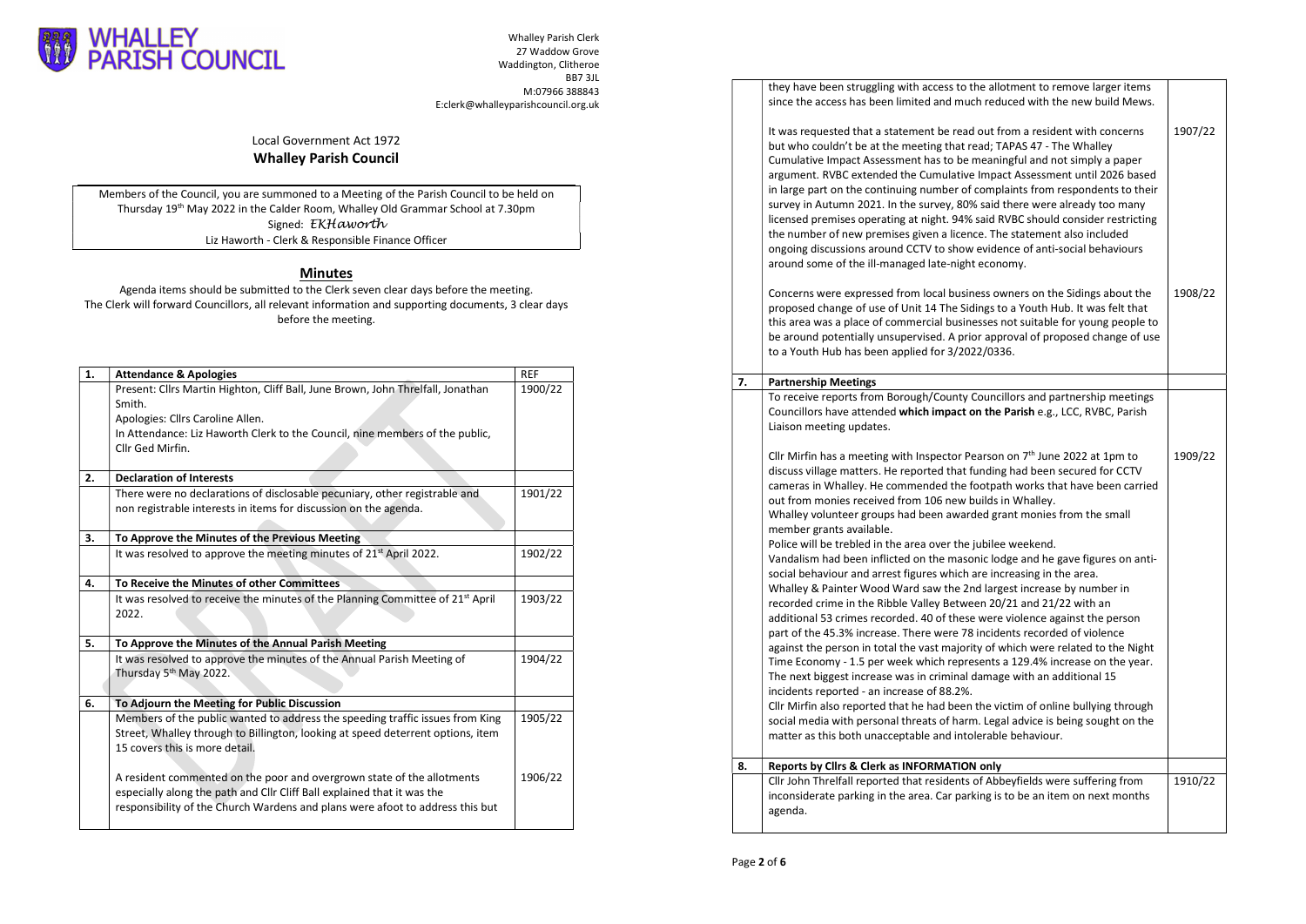WHALLEY PARISH COUNCIL

Whalley Parish Clerk
27 Waddow Grove
Waddington, Clitheroe
BB7 3JL
M:07966 388843
E:clerk@whalleyparishcouncil.org.uk

Local Government Act 1972

**Whalley Parish Council**

Members of the Council, you are summoned to a Meeting of the Parish Council to be held on Thursday 19th May 2022 in the Calder Room, Whalley Old Grammar School at 7.30pm
Signed: *EKHaworth*
Liz Haworth - Clerk & Responsible Finance Officer

## Minutes

Agenda items should be submitted to the Clerk seven clear days before the meeting.
The Clerk will forward Councillors, all relevant information and supporting documents, 3 clear days before the meeting.

| 1. | **Attendance & Apologies** | REF |
|---|---|---|
| | Present: Cllrs Martin Highton, Cliff Ball, June Brown, John Threlfall, Jonathan Smith.<br>Apologies: Cllrs Caroline Allen.<br>In Attendance: Liz Haworth Clerk to the Council, nine members of the public, Cllr Ged Mirfin. | 1900/22 |
| **2.** | **Declaration of Interests** | |
| | There were no declarations of disclosable pecuniary, other registrable and non registrable interests in items for discussion on the agenda. | 1901/22 |
| **3.** | **To Approve the Minutes of the Previous Meeting** | |
| | It was resolved to approve the meeting minutes of 21st April 2022. | 1902/22 |
| **4.** | **To Receive the Minutes of other Committees** | |
| | It was resolved to receive the minutes of the Planning Committee of 21st April 2022. | 1903/22 |
| **5.** | **To Approve the Minutes of the Annual Parish Meeting** | |
| | It was resolved to approve the minutes of the Annual Parish Meeting of Thursday 5th May 2022. | 1904/22 |
| **6.** | **To Adjourn the Meeting for Public Discussion** | |
| | Members of the public wanted to address the speeding traffic issues from King Street, Whalley through to Billington, looking at speed deterrent options, item 15 covers this is more detail. | 1905/22 |
| | A resident commented on the poor and overgrown state of the allotments especially along the path and Cllr Cliff Ball explained that it was the responsibility of the Church Wardens and plans were afoot to address this but they have been struggling with access to the allotment to remove larger items since the access has been limited and much reduced with the new build Mews. | 1906/22 |
| | It was requested that a statement be read out from a resident with concerns but who couldn't be at the meeting that read; TAPAS 47 - The Whalley Cumulative Impact Assessment has to be meaningful and not simply a paper argument. RVBC extended the Cumulative Impact Assessment until 2026 based in large part on the continuing number of complaints from respondents to their survey in Autumn 2021. In the survey, 80% said there were already too many licensed premises operating at night. 94% said RVBC should consider restricting the number of new premises given a licence. The statement also included ongoing discussions around CCTV to show evidence of anti-social behaviours around some of the ill-managed late-night economy. | 1907/22 |
| | Concerns were expressed from local business owners on the Sidings about the proposed change of use of Unit 14 The Sidings to a Youth Hub. It was felt that this area was a place of commercial businesses not suitable for young people to be around potentially unsupervised. A prior approval of proposed change of use to a Youth Hub has been applied for 3/2022/0336. | 1908/22 |
| **7.** | **Partnership Meetings** | |
| | To receive reports from Borough/County Councillors and partnership meetings Councillors have attended **which impact on the Parish** e.g., LCC, RVBC, Parish Liaison meeting updates.<br><br>Cllr Mirfin has a meeting with Inspector Pearson on 7th June 2022 at 1pm to discuss village matters. He reported that funding had been secured for CCTV cameras in Whalley. He commended the footpath works that have been carried out from monies received from 106 new builds in Whalley.<br>Whalley volunteer groups had been awarded grant monies from the small member grants available.<br>Police will be trebled in the area over the jubilee weekend.<br>Vandalism had been inflicted on the masonic lodge and he gave figures on anti-social behaviour and arrest figures which are increasing in the area.<br>Whalley & Painter Wood Ward saw the 2nd largest increase by number in recorded crime in the Ribble Valley Between 20/21 and 21/22 with an additional 53 crimes recorded. 40 of these were violence against the person part of the 45.3% increase. There were 78 incidents recorded of violence against the person in total the vast majority of which were related to the Night Time Economy - 1.5 per week which represents a 129.4% increase on the year. The next biggest increase was in criminal damage with an additional 15 incidents reported - an increase of 88.2%.<br>Cllr Mirfin also reported that he had been the victim of online bullying through social media with personal threats of harm. Legal advice is being sought on the matter as this both unacceptable and intolerable behaviour. | 1909/22 |
| **8.** | **Reports by Cllrs & Clerk as INFORMATION only** | |
| | Cllr John Threlfall reported that residents of Abbeyfields were suffering from inconsiderate parking in the area. Car parking is to be an item on next months agenda. | 1910/22 |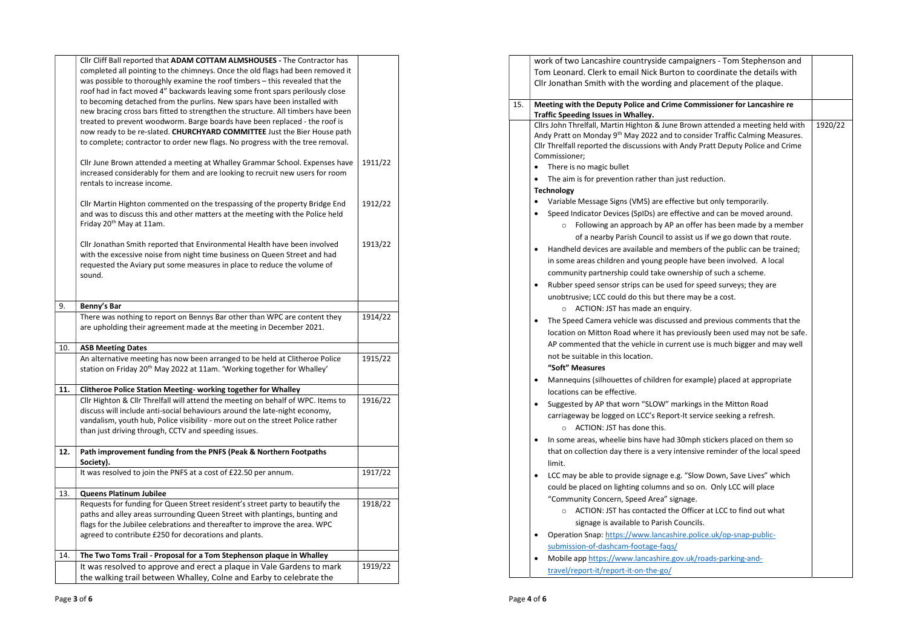| | | |
|---|---|---|
| | Cllr Cliff Ball reported that **ADAM COTTAM ALMSHOUSES** - The Contractor has completed all pointing to the chimneys. Once the old flags had been removed it was possible to thoroughly examine the roof timbers – this revealed that the roof had in fact moved 4" backwards leaving some front spars perilously close to becoming detached from the purlins. New spars have been installed with new bracing cross bars fitted to strengthen the structure. All timbers have been treated to prevent woodworm. Barge boards have been replaced - the roof is now ready to be re-slated. **CHURCHYARD COMMITTEE** Just the Bier House path to complete; contractor to order new flags. No progress with the tree removal. | |
| | Cllr June Brown attended a meeting at Whalley Grammar School. Expenses have increased considerably for them and are looking to recruit new users for room rentals to increase income. | 1911/22 |
| | Cllr Martin Highton commented on the trespassing of the property Bridge End and was to discuss this and other matters at the meeting with the Police held Friday 20th May at 11am. | 1912/22 |
| | Cllr Jonathan Smith reported that Environmental Health have been involved with the excessive noise from night time business on Queen Street and had requested the Aviary put some measures in place to reduce the volume of sound. | 1913/22 |
| 9. | **Benny's Bar** | |
| | There was nothing to report on Bennys Bar other than WPC are content they are upholding their agreement made at the meeting in December 2021. | 1914/22 |
| 10. | **ASB Meeting Dates** | |
| | An alternative meeting has now been arranged to be held at Clitheroe Police station on Friday 20th May 2022 at 11am. 'Working together for Whalley' | 1915/22 |
| **11.** | **Clitheroe Police Station Meeting- working together for Whalley** | |
| | Cllr Highton & Cllr Threlfall will attend the meeting on behalf of WPC. Items to discuss will include anti-social behaviours around the late-night economy, vandalism, youth hub, Police visibility - more out on the street Police rather than just driving through, CCTV and speeding issues. | 1916/22 |
| **12.** | **Path improvement funding from the PNFS (Peak & Northern Footpaths Society).** | |
| | It was resolved to join the PNFS at a cost of £22.50 per annum. | 1917/22 |
| 13. | **Queens Platinum Jubilee** | |
| | Requests for funding for Queen Street resident's street party to beautify the paths and alley areas surrounding Queen Street with plantings, bunting and flags for the Jubilee celebrations and thereafter to improve the area. WPC agreed to contribute £250 for decorations and plants. | 1918/22 |
| 14. | **The Two Toms Trail - Proposal for a Tom Stephenson plaque in Whalley** | |
| | It was resolved to approve and erect a plaque in Vale Gardens to mark the walking trail between Whalley, Colne and Earby to celebrate the work of two Lancashire countryside campaigners - Tom Stephenson and Tom Leonard. Clerk to email Nick Burton to coordinate the details with Cllr Jonathan Smith with the wording and placement of the plaque. | 1919/22 |
| 15. | **Meeting with the Deputy Police and Crime Commissioner for Lancashire re Traffic Speeding Issues in Whalley.** | |
| | Cllrs John Threlfall, Martin Highton & June Brown attended a meeting held with Andy Pratt on Monday 9th May 2022 and to consider Traffic Calming Measures. Cllr Threlfall reported the discussions with Andy Pratt Deputy Police and Crime Commissioner;<br>• There is no magic bullet<br>• The aim is for prevention rather than just reduction.<br>**Technology**<br>• Variable Message Signs (VMS) are effective but only temporarily.<br>• Speed Indicator Devices (SpIDs) are effective and can be moved around.<br>&nbsp;&nbsp;&nbsp;&nbsp;○ Following an approach by AP an offer has been made by a member of a nearby Parish Council to assist us if we go down that route.<br>• Handheld devices are available and members of the public can be trained; in some areas children and young people have been involved. A local community partnership could take ownership of such a scheme.<br>• Rubber speed sensor strips can be used for speed surveys; they are unobtrusive; LCC could do this but there may be a cost.<br>&nbsp;&nbsp;&nbsp;&nbsp;○ ACTION: JST has made an enquiry.<br>• The Speed Camera vehicle was discussed and previous comments that the location on Mitton Road where it has previously been used may not be safe. AP commented that the vehicle in current use is much bigger and may well not be suitable in this location.<br>**"Soft" Measures**<br>• Mannequins (silhouettes of children for example) placed at appropriate locations can be effective.<br>• Suggested by AP that worn "SLOW" markings in the Mitton Road carriageway be logged on LCC's Report-It service seeking a refresh.<br>&nbsp;&nbsp;&nbsp;&nbsp;○ ACTION: JST has done this.<br>• In some areas, wheelie bins have had 30mph stickers placed on them so that on collection day there is a very intensive reminder of the local speed limit.<br>• LCC may be able to provide signage e.g. "Slow Down, Save Lives" which could be placed on lighting columns and so on. Only LCC will place "Community Concern, Speed Area" signage.<br>&nbsp;&nbsp;&nbsp;&nbsp;○ ACTION: JST has contacted the Officer at LCC to find out what signage is available to Parish Councils.<br>• Operation Snap: https://www.lancashire.police.uk/op-snap-public-submission-of-dashcam-footage-faqs/<br>• Mobile app https://www.lancashire.gov.uk/roads-parking-and-travel/report-it/report-it-on-the-go/ | 1920/22 |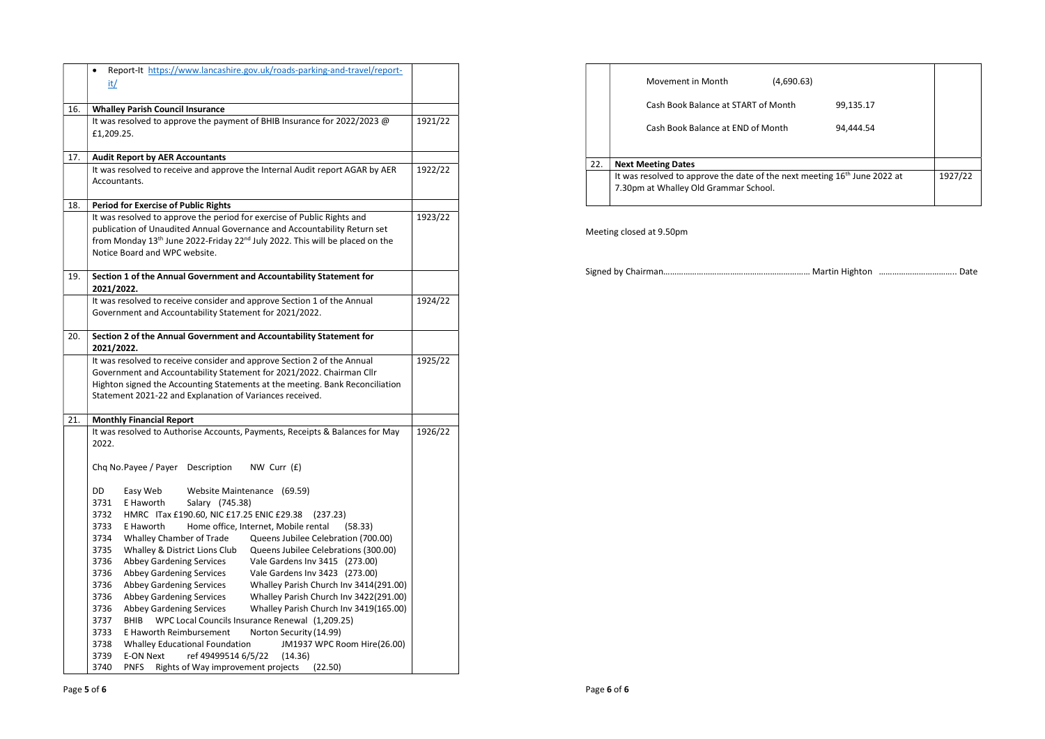| | | |
|---|---|---|
| | • Report-It https://www.lancashire.gov.uk/roads-parking-and-travel/report-it/ | |
| 16. | **Whalley Parish Council Insurance** | |
| | It was resolved to approve the payment of BHIB Insurance for 2022/2023 @ £1,209.25. | 1921/22 |
| 17. | **Audit Report by AER Accountants** | |
| | It was resolved to receive and approve the Internal Audit report AGAR by AER Accountants. | 1922/22 |
| 18. | **Period for Exercise of Public Rights** | |
| | It was resolved to approve the period for exercise of Public Rights and publication of Unaudited Annual Governance and Accountability Return set from Monday 13th June 2022-Friday 22nd July 2022. This will be placed on the Notice Board and WPC website. | 1923/22 |
| 19. | **Section 1 of the Annual Government and Accountability Statement for 2021/2022.** | |
| | It was resolved to receive consider and approve Section 1 of the Annual Government and Accountability Statement for 2021/2022. | 1924/22 |
| 20. | **Section 2 of the Annual Government and Accountability Statement for 2021/2022.** | |
| | It was resolved to receive consider and approve Section 2 of the Annual Government and Accountability Statement for 2021/2022. Chairman Cllr Highton signed the Accounting Statements at the meeting. Bank Reconciliation Statement 2021-22 and Explanation of Variances received. | 1925/22 |
| 21. | **Monthly Financial Report** | |
| | It was resolved to Authorise Accounts, Payments, Receipts & Balances for May 2022.<br><br>Chq No. Payee / Payer Description NW Curr (£)<br><br>DD Easy Web Website Maintenance (69.59)<br>3731 E Haworth Salary (745.38)<br>3732 HMRC ITax £190.60, NIC £17.25 ENIC £29.38 (237.23)<br>3733 E Haworth Home office, Internet, Mobile rental (58.33)<br>3734 Whalley Chamber of Trade Queens Jubilee Celebration (700.00)<br>3735 Whalley & District Lions Club Queens Jubilee Celebrations (300.00)<br>3736 Abbey Gardening Services Vale Gardens Inv 3415 (273.00)<br>3736 Abbey Gardening Services Vale Gardens Inv 3423 (273.00)<br>3736 Abbey Gardening Services Whalley Parish Church Inv 3414(291.00)<br>3736 Abbey Gardening Services Whalley Parish Church Inv 3422(291.00)<br>3736 Abbey Gardening Services Whalley Parish Church Inv 3419(165.00)<br>3737 BHIB WPC Local Councils Insurance Renewal (1,209.25)<br>3733 E Haworth Reimbursement Norton Security (14.99)<br>3738 Whalley Educational Foundation JM1937 WPC Room Hire(26.00)<br>3739 E-ON Next ref 49499514 6/5/22 (14.36)<br>3740 PNFS Rights of Way improvement projects (22.50)<br><br>Movement in Month (4,690.63)<br><br>Cash Book Balance at START of Month 99,135.17<br><br>Cash Book Balance at END of Month 94,444.54 | 1926/22 |
| 22. | **Next Meeting Dates** | |
| | It was resolved to approve the date of the next meeting 16th June 2022 at 7.30pm at Whalley Old Grammar School. | 1927/22 |

Meeting closed at 9.50pm

Signed by Chairman……………………………………………………… Martin Highton …………………………….. Date